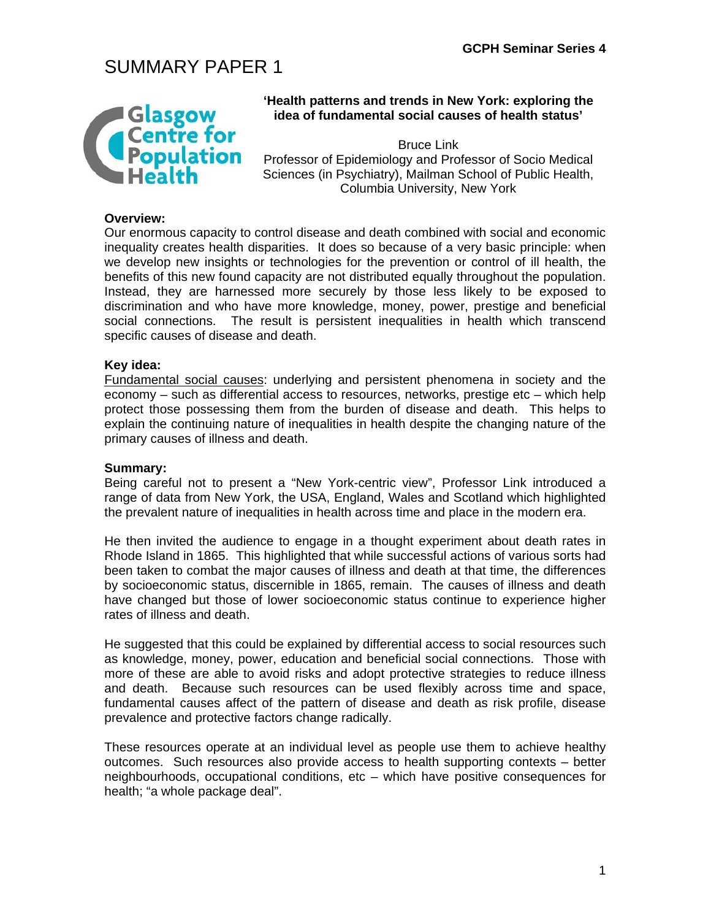# SUMMARY PAPER 1

**'Health patterns and trends in New York: exploring the idea of fundamental social causes of health status'**

Bruce Link
Professor of Epidemiology and Professor of Socio Medical Sciences (in Psychiatry), Mailman School of Public Health, Columbia University, New York

**Overview:**
Our enormous capacity to control disease and death combined with social and economic inequality creates health disparities. It does so because of a very basic principle: when we develop new insights or technologies for the prevention or control of ill health, the benefits of this new found capacity are not distributed equally throughout the population. Instead, they are harnessed more securely by those less likely to be exposed to discrimination and who have more knowledge, money, power, prestige and beneficial social connections. The result is persistent inequalities in health which transcend specific causes of disease and death.

**Key idea:**
Fundamental social causes: underlying and persistent phenomena in society and the economy – such as differential access to resources, networks, prestige etc – which help protect those possessing them from the burden of disease and death. This helps to explain the continuing nature of inequalities in health despite the changing nature of the primary causes of illness and death.

**Summary:**
Being careful not to present a "New York-centric view", Professor Link introduced a range of data from New York, the USA, England, Wales and Scotland which highlighted the prevalent nature of inequalities in health across time and place in the modern era.

He then invited the audience to engage in a thought experiment about death rates in Rhode Island in 1865. This highlighted that while successful actions of various sorts had been taken to combat the major causes of illness and death at that time, the differences by socioeconomic status, discernible in 1865, remain. The causes of illness and death have changed but those of lower socioeconomic status continue to experience higher rates of illness and death.

He suggested that this could be explained by differential access to social resources such as knowledge, money, power, education and beneficial social connections. Those with more of these are able to avoid risks and adopt protective strategies to reduce illness and death. Because such resources can be used flexibly across time and space, fundamental causes affect of the pattern of disease and death as risk profile, disease prevalence and protective factors change radically.

These resources operate at an individual level as people use them to achieve healthy outcomes. Such resources also provide access to health supporting contexts – better neighbourhoods, occupational conditions, etc – which have positive consequences for health; "a whole package deal".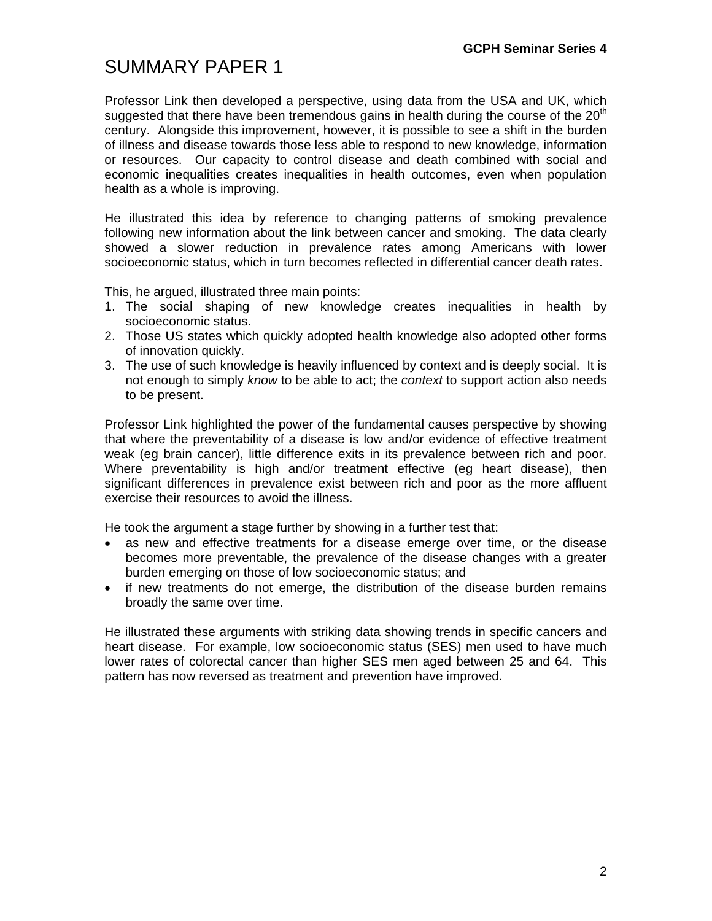# SUMMARY PAPER 1

Professor Link then developed a perspective, using data from the USA and UK, which suggested that there have been tremendous gains in health during the course of the 20th century. Alongside this improvement, however, it is possible to see a shift in the burden of illness and disease towards those less able to respond to new knowledge, information or resources. Our capacity to control disease and death combined with social and economic inequalities creates inequalities in health outcomes, even when population health as a whole is improving.

He illustrated this idea by reference to changing patterns of smoking prevalence following new information about the link between cancer and smoking. The data clearly showed a slower reduction in prevalence rates among Americans with lower socioeconomic status, which in turn becomes reflected in differential cancer death rates.

This, he argued, illustrated three main points:

1. The social shaping of new knowledge creates inequalities in health by socioeconomic status.
2. Those US states which quickly adopted health knowledge also adopted other forms of innovation quickly.
3. The use of such knowledge is heavily influenced by context and is deeply social. It is not enough to simply *know* to be able to act; the *context* to support action also needs to be present.

Professor Link highlighted the power of the fundamental causes perspective by showing that where the preventability of a disease is low and/or evidence of effective treatment weak (eg brain cancer), little difference exits in its prevalence between rich and poor. Where preventability is high and/or treatment effective (eg heart disease), then significant differences in prevalence exist between rich and poor as the more affluent exercise their resources to avoid the illness.

He took the argument a stage further by showing in a further test that:

- as new and effective treatments for a disease emerge over time, or the disease becomes more preventable, the prevalence of the disease changes with a greater burden emerging on those of low socioeconomic status; and
- if new treatments do not emerge, the distribution of the disease burden remains broadly the same over time.

He illustrated these arguments with striking data showing trends in specific cancers and heart disease. For example, low socioeconomic status (SES) men used to have much lower rates of colorectal cancer than higher SES men aged between 25 and 64. This pattern has now reversed as treatment and prevention have improved.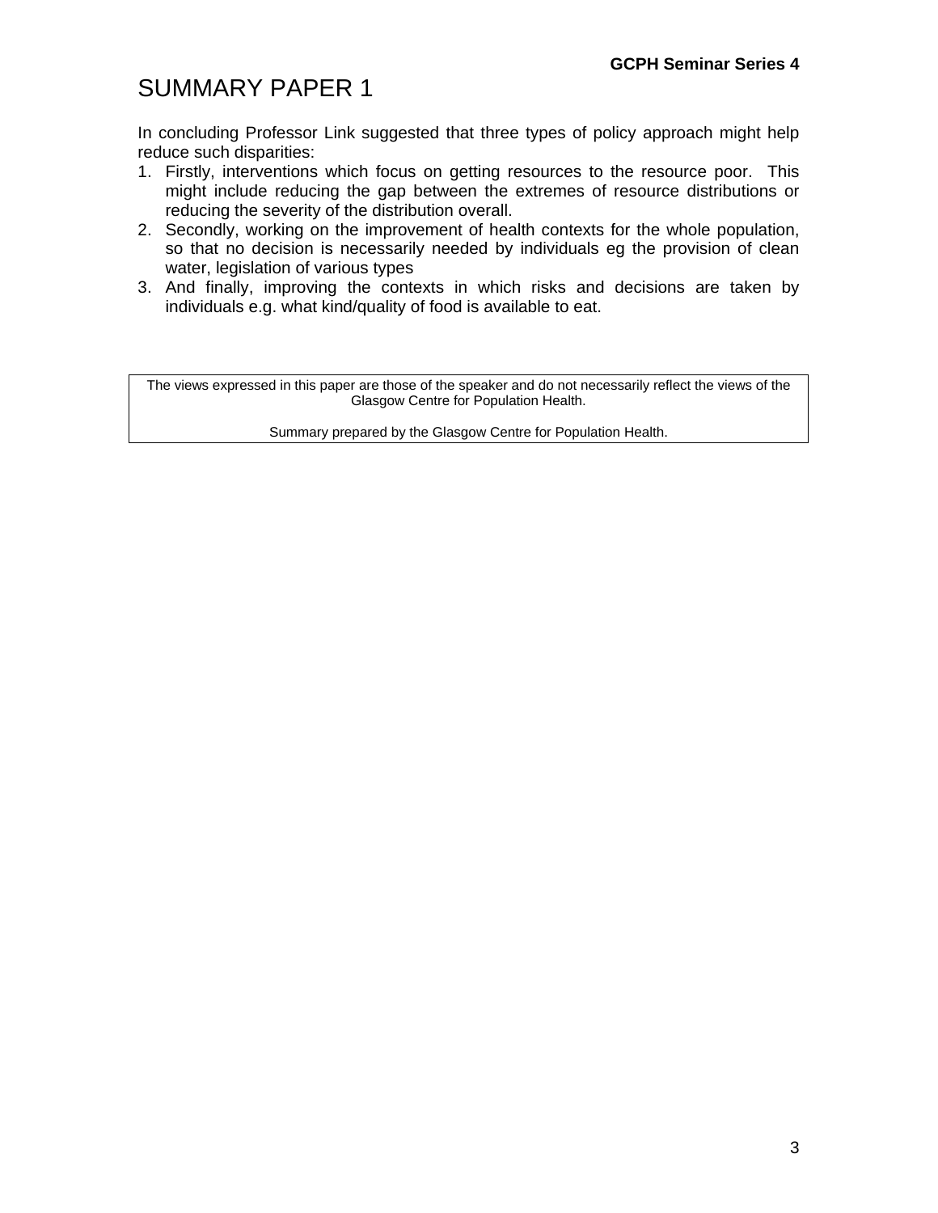# SUMMARY PAPER 1

In concluding Professor Link suggested that three types of policy approach might help reduce such disparities:

1. Firstly, interventions which focus on getting resources to the resource poor. This might include reducing the gap between the extremes of resource distributions or reducing the severity of the distribution overall.
2. Secondly, working on the improvement of health contexts for the whole population, so that no decision is necessarily needed by individuals eg the provision of clean water, legislation of various types
3. And finally, improving the contexts in which risks and decisions are taken by individuals e.g. what kind/quality of food is available to eat.

The views expressed in this paper are those of the speaker and do not necessarily reflect the views of the Glasgow Centre for Population Health.

Summary prepared by the Glasgow Centre for Population Health.